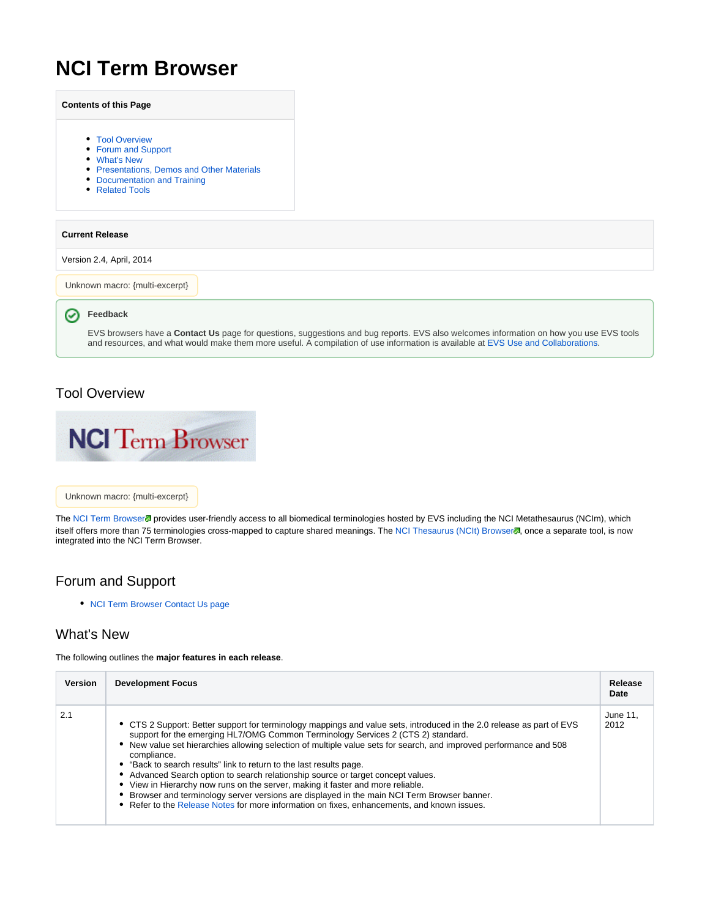# NCI Term Browser

**Contents of this Page**

- Tool Overview
- Forum and Support
- What's New
- Presentations, Demos and Other Materials
- Documentation and Training
- Related Tools

| Current Release |
| --- |
| Version 2.4, April, 2014 |

Unknown macro: {multi-excerpt}

**Feedback**

EVS browsers have a **Contact Us** page for questions, suggestions and bug reports. EVS also welcomes information on how you use EVS tools and resources, and what would make them more useful. A compilation of use information is available at EVS Use and Collaborations.

## Tool Overview

NCI Term Browser

Unknown macro: {multi-excerpt}

The NCI Term Browser provides user-friendly access to all biomedical terminologies hosted by EVS including the NCI Metathesaurus (NCIm), which itself offers more than 75 terminologies cross-mapped to capture shared meanings. The NCI Thesaurus (NCIt) Browser, once a separate tool, is now integrated into the NCI Term Browser.

## Forum and Support

- NCI Term Browser Contact Us page

## What's New

The following outlines the **major features in each release**.

| Version | Development Focus | Release Date |
| --- | --- | --- |
| 2.1 | • CTS 2 Support: Better support for terminology mappings and value sets, introduced in the 2.0 release as part of EVS support for the emerging HL7/OMG Common Terminology Services 2 (CTS 2) standard.<br>• New value set hierarchies allowing selection of multiple value sets for search, and improved performance and 508 compliance.<br>• "Back to search results" link to return to the last results page.<br>• Advanced Search option to search relationship source or target concept values.<br>• View in Hierarchy now runs on the server, making it faster and more reliable.<br>• Browser and terminology server versions are displayed in the main NCI Term Browser banner.<br>• Refer to the Release Notes for more information on fixes, enhancements, and known issues. | June 11, 2012 |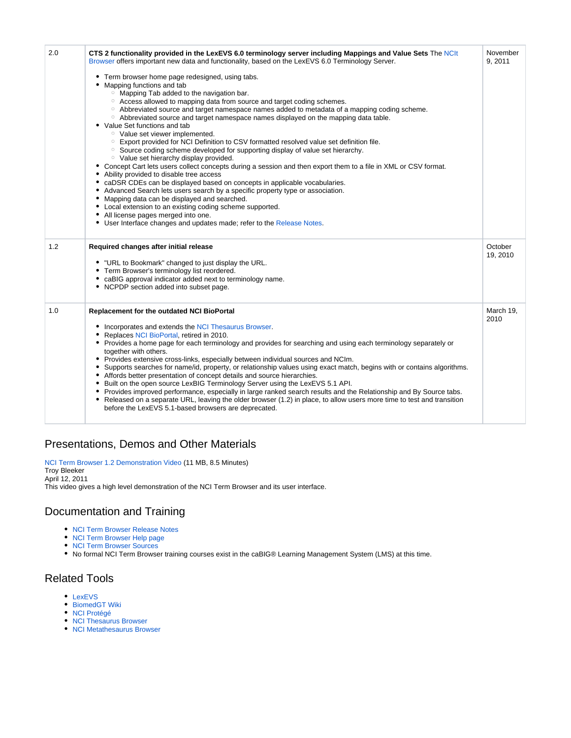| | | |
|---|---|---|
| 2.0 | **CTS 2 functionality provided in the LexEVS 6.0 terminology server including Mappings and Value Sets** The NCIt Browser offers important new data and functionality, based on the LexEVS 6.0 Terminology Server.<br><br>• Term browser home page redesigned, using tabs.<br>• Mapping functions and tab<br>&nbsp;&nbsp;◦ Mapping Tab added to the navigation bar.<br>&nbsp;&nbsp;◦ Access allowed to mapping data from source and target coding schemes.<br>&nbsp;&nbsp;◦ Abbreviated source and target namespace names added to metadata of a mapping coding scheme.<br>&nbsp;&nbsp;◦ Abbreviated source and target namespace names displayed on the mapping data table.<br>• Value Set functions and tab<br>&nbsp;&nbsp;◦ Value set viewer implemented.<br>&nbsp;&nbsp;◦ Export provided for NCI Definition to CSV formatted resolved value set definition file.<br>&nbsp;&nbsp;◦ Source coding scheme developed for supporting display of value set hierarchy.<br>&nbsp;&nbsp;◦ Value set hierarchy display provided.<br>• Concept Cart lets users collect concepts during a session and then export them to a file in XML or CSV format.<br>• Ability provided to disable tree access<br>• caDSR CDEs can be displayed based on concepts in applicable vocabularies.<br>• Advanced Search lets users search by a specific property type or association.<br>• Mapping data can be displayed and searched.<br>• Local extension to an existing coding scheme supported.<br>• All license pages merged into one.<br>• User Interface changes and updates made; refer to the Release Notes. | November 9, 2011 |
| 1.2 | **Required changes after initial release**<br><br>• "URL to Bookmark" changed to just display the URL.<br>• Term Browser's terminology list reordered.<br>• caBIG approval indicator added next to terminology name.<br>• NCPDP section added into subset page. | October 19, 2010 |
| 1.0 | **Replacement for the outdated NCI BioPortal**<br><br>• Incorporates and extends the NCI Thesaurus Browser.<br>• Replaces NCI BioPortal, retired in 2010.<br>• Provides a home page for each terminology and provides for searching and using each terminology separately or together with others.<br>• Provides extensive cross-links, especially between individual sources and NCIm.<br>• Supports searches for name/id, property, or relationship values using exact match, begins with or contains algorithms.<br>• Affords better presentation of concept details and source hierarchies.<br>• Built on the open source LexBIG Terminology Server using the LexEVS 5.1 API.<br>• Provides improved performance, especially in large ranked search results and the Relationship and By Source tabs.<br>• Released on a separate URL, leaving the older browser (1.2) in place, to allow users more time to test and transition before the LexEVS 5.1-based browsers are deprecated. | March 19, 2010 |

## Presentations, Demos and Other Materials

NCI Term Browser 1.2 Demonstration Video (11 MB, 8.5 Minutes)
Troy Bleeker
April 12, 2011
This video gives a high level demonstration of the NCI Term Browser and its user interface.

## Documentation and Training

- NCI Term Browser Release Notes
- NCI Term Browser Help page
- NCI Term Browser Sources
- No formal NCI Term Browser training courses exist in the caBIG® Learning Management System (LMS) at this time.

## Related Tools

- LexEVS
- BiomedGT Wiki
- NCI Protégé
- NCI Thesaurus Browser
- NCI Metathesaurus Browser